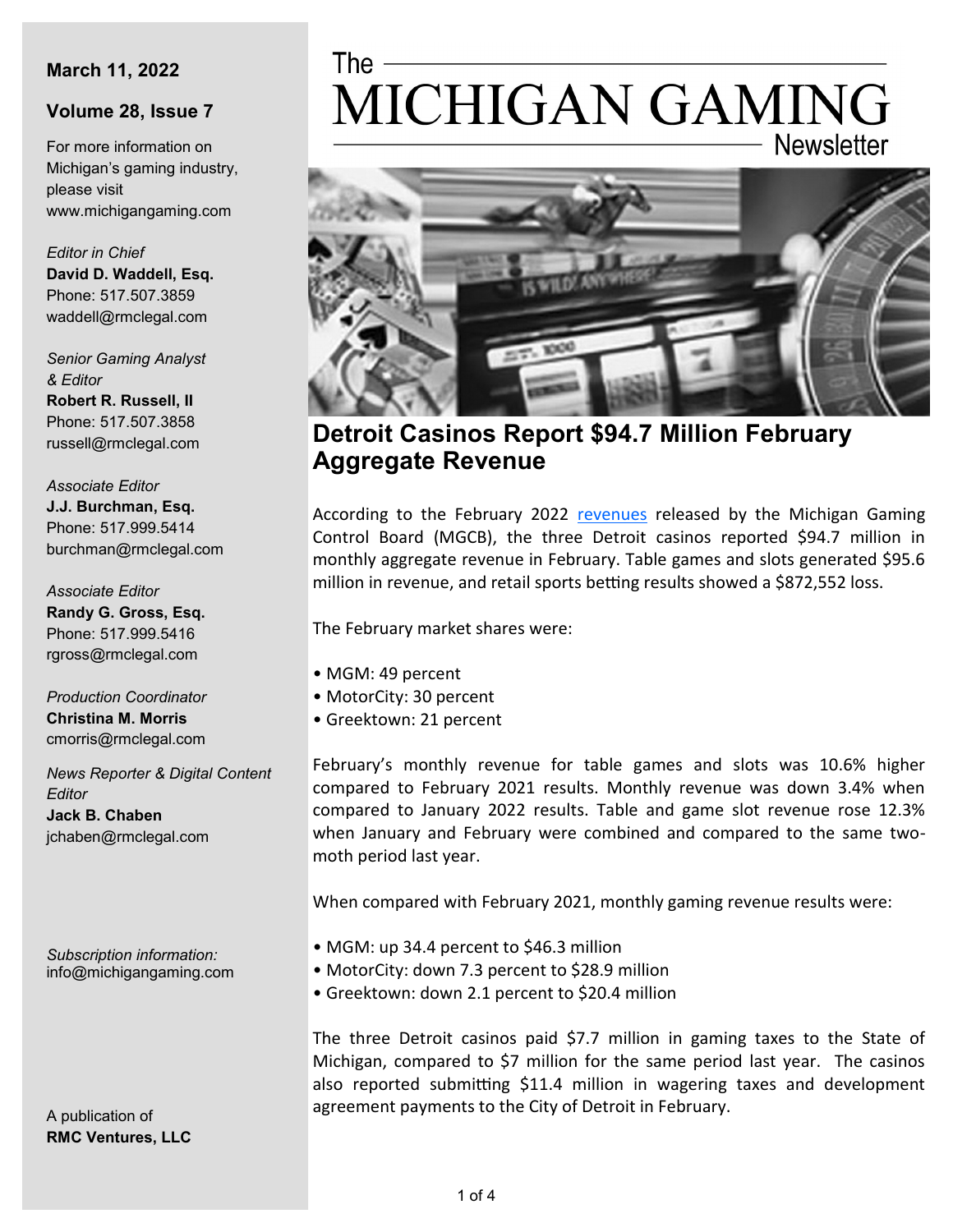**March 11, 2022**

**Volume 28, Issue 7**

For more information on Michigan's gaming industry, please visit www.michigangaming.com

*Editor in Chief*
**David D. Waddell, Esq.**
Phone: 517.507.3859
waddell@rmclegal.com

*Senior Gaming Analyst & Editor*
**Robert R. Russell, II**
Phone: 517.507.3858
russell@rmclegal.com

*Associate Editor*
**J.J. Burchman, Esq.**
Phone: 517.999.5414
burchman@rmclegal.com

*Associate Editor*
**Randy G. Gross, Esq.**
Phone: 517.999.5416
rgross@rmclegal.com

*Production Coordinator*
**Christina M. Morris**
cmorris@rmclegal.com

*News Reporter & Digital Content Editor*
**Jack B. Chaben**
jchaben@rmclegal.com

*Subscription information:*
info@michigangaming.com

A publication of
**RMC Ventures, LLC**

# The MICHIGAN GAMING Newsletter

## Detroit Casinos Report $94.7 Million February Aggregate Revenue

According to the February 2022 revenues released by the Michigan Gaming Control Board (MGCB), the three Detroit casinos reported $94.7 million in monthly aggregate revenue in February. Table games and slots generated $95.6 million in revenue, and retail sports betting results showed a $872,552 loss.

The February market shares were:

- MGM: 49 percent
- MotorCity: 30 percent
- Greektown: 21 percent

February's monthly revenue for table games and slots was 10.6% higher compared to February 2021 results. Monthly revenue was down 3.4% when compared to January 2022 results. Table and game slot revenue rose 12.3% when January and February were combined and compared to the same two-moth period last year.

When compared with February 2021, monthly gaming revenue results were:

- MGM: up 34.4 percent to $46.3 million
- MotorCity: down 7.3 percent to $28.9 million
- Greektown: down 2.1 percent to $20.4 million

The three Detroit casinos paid $7.7 million in gaming taxes to the State of Michigan, compared to $7 million for the same period last year. The casinos also reported submitting $11.4 million in wagering taxes and development agreement payments to the City of Detroit in February.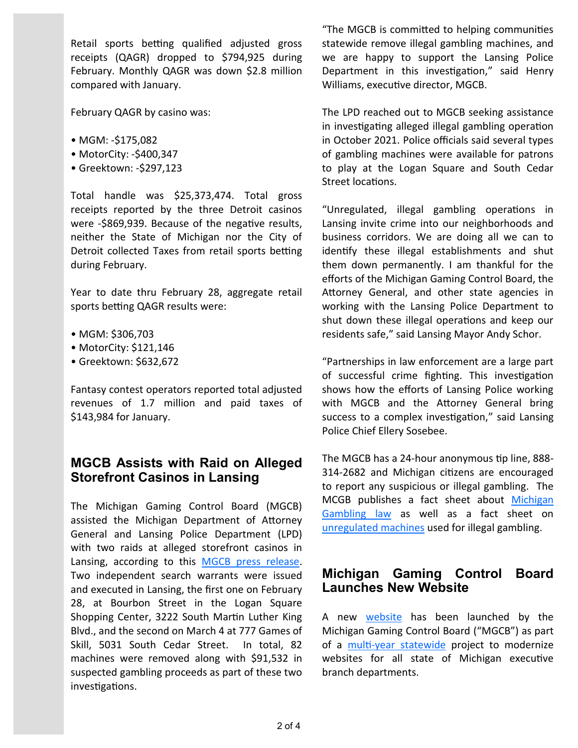Retail sports betting qualified adjusted gross receipts (QAGR) dropped to $794,925 during February. Monthly QAGR was down $2.8 million compared with January.

February QAGR by casino was:

- MGM: -$175,082
- MotorCity: -$400,347
- Greektown: -$297,123

Total handle was $25,373,474. Total gross receipts reported by the three Detroit casinos were -$869,939. Because of the negative results, neither the State of Michigan nor the City of Detroit collected Taxes from retail sports betting during February.

Year to date thru February 28, aggregate retail sports betting QAGR results were:

- MGM: $306,703
- MotorCity: $121,146
- Greektown: $632,672

Fantasy contest operators reported total adjusted revenues of 1.7 million and paid taxes of $143,984 for January.

## MGCB Assists with Raid on Alleged Storefront Casinos in Lansing

The Michigan Gaming Control Board (MGCB) assisted the Michigan Department of Attorney General and Lansing Police Department (LPD) with two raids at alleged storefront casinos in Lansing, according to this [MGCB press release](). Two independent search warrants were issued and executed in Lansing, the first one on February 28, at Bourbon Street in the Logan Square Shopping Center, 3222 South Martin Luther King Blvd., and the second on March 4 at 777 Games of Skill, 5031 South Cedar Street. In total, 82 machines were removed along with $91,532 in suspected gambling proceeds as part of these two investigations.

"The MGCB is committed to helping communities statewide remove illegal gambling machines, and we are happy to support the Lansing Police Department in this investigation," said Henry Williams, executive director, MGCB.

The LPD reached out to MGCB seeking assistance in investigating alleged illegal gambling operation in October 2021. Police officials said several types of gambling machines were available for patrons to play at the Logan Square and South Cedar Street locations.

"Unregulated, illegal gambling operations in Lansing invite crime into our neighborhoods and business corridors. We are doing all we can to identify these illegal establishments and shut them down permanently. I am thankful for the efforts of the Michigan Gaming Control Board, the Attorney General, and other state agencies in working with the Lansing Police Department to shut down these illegal operations and keep our residents safe," said Lansing Mayor Andy Schor.

"Partnerships in law enforcement are a large part of successful crime fighting. This investigation shows how the efforts of Lansing Police working with MGCB and the Attorney General bring success to a complex investigation," said Lansing Police Chief Ellery Sosebee.

The MGCB has a 24-hour anonymous tip line, 888-314-2682 and Michigan citizens are encouraged to report any suspicious or illegal gambling. The MCGB publishes a fact sheet about [Michigan Gambling law]() as well as a fact sheet on [unregulated machines]() used for illegal gambling.

## Michigan Gaming Control Board Launches New Website

A new [website]() has been launched by the Michigan Gaming Control Board ("MGCB") as part of a [multi-year statewide]() project to modernize websites for all state of Michigan executive branch departments.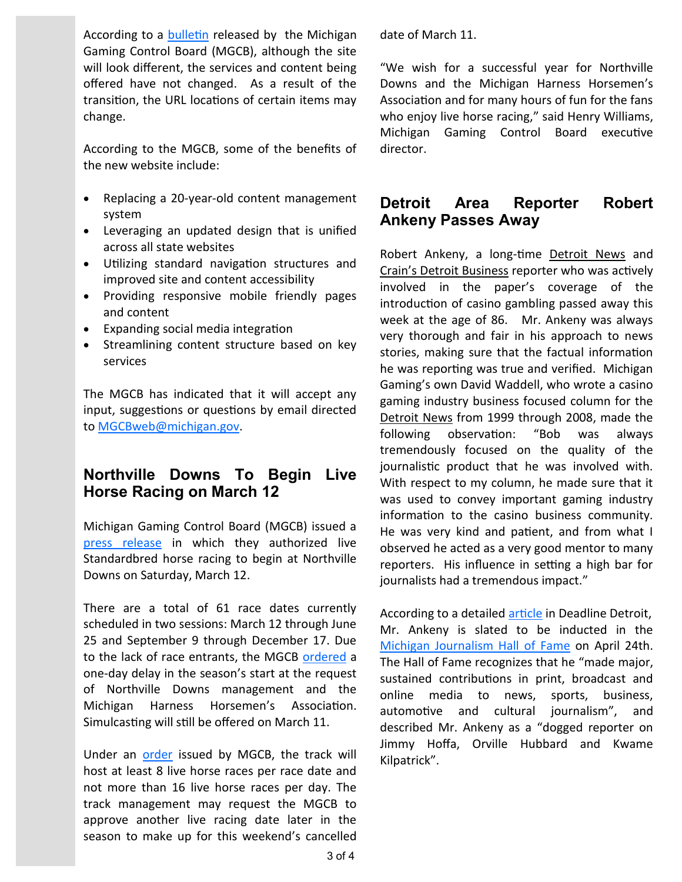According to a bulletin released by the Michigan Gaming Control Board (MGCB), although the site will look different, the services and content being offered have not changed. As a result of the transition, the URL locations of certain items may change.

According to the MGCB, some of the benefits of the new website include:

- Replacing a 20-year-old content management system
- Leveraging an updated design that is unified across all state websites
- Utilizing standard navigation structures and improved site and content accessibility
- Providing responsive mobile friendly pages and content
- Expanding social media integration
- Streamlining content structure based on key services

The MGCB has indicated that it will accept any input, suggestions or questions by email directed to MGCBweb@michigan.gov.

## Northville Downs To Begin Live Horse Racing on March 12

Michigan Gaming Control Board (MGCB) issued a press release in which they authorized live Standardbred horse racing to begin at Northville Downs on Saturday, March 12.

There are a total of 61 race dates currently scheduled in two sessions: March 12 through June 25 and September 9 through December 17. Due to the lack of race entrants, the MGCB ordered a one-day delay in the season's start at the request of Northville Downs management and the Michigan Harness Horsemen's Association. Simulcasting will still be offered on March 11.

Under an order issued by MGCB, the track will host at least 8 live horse races per race date and not more than 16 live horse races per day. The track management may request the MGCB to approve another live racing date later in the season to make up for this weekend's cancelled date of March 11.

"We wish for a successful year for Northville Downs and the Michigan Harness Horsemen's Association and for many hours of fun for the fans who enjoy live horse racing," said Henry Williams, Michigan Gaming Control Board executive director.

## Detroit Area Reporter Robert Ankeny Passes Away

Robert Ankeny, a long-time Detroit News and Crain's Detroit Business reporter who was actively involved in the paper's coverage of the introduction of casino gambling passed away this week at the age of 86. Mr. Ankeny was always very thorough and fair in his approach to news stories, making sure that the factual information he was reporting was true and verified. Michigan Gaming's own David Waddell, who wrote a casino gaming industry business focused column for the Detroit News from 1999 through 2008, made the following observation: "Bob was always tremendously focused on the quality of the journalistic product that he was involved with. With respect to my column, he made sure that it was used to convey important gaming industry information to the casino business community. He was very kind and patient, and from what I observed he acted as a very good mentor to many reporters. His influence in setting a high bar for journalists had a tremendous impact."

According to a detailed article in Deadline Detroit, Mr. Ankeny is slated to be inducted in the Michigan Journalism Hall of Fame on April 24th. The Hall of Fame recognizes that he "made major, sustained contributions in print, broadcast and online media to news, sports, business, automotive and cultural journalism", and described Mr. Ankeny as a "dogged reporter on Jimmy Hoffa, Orville Hubbard and Kwame Kilpatrick".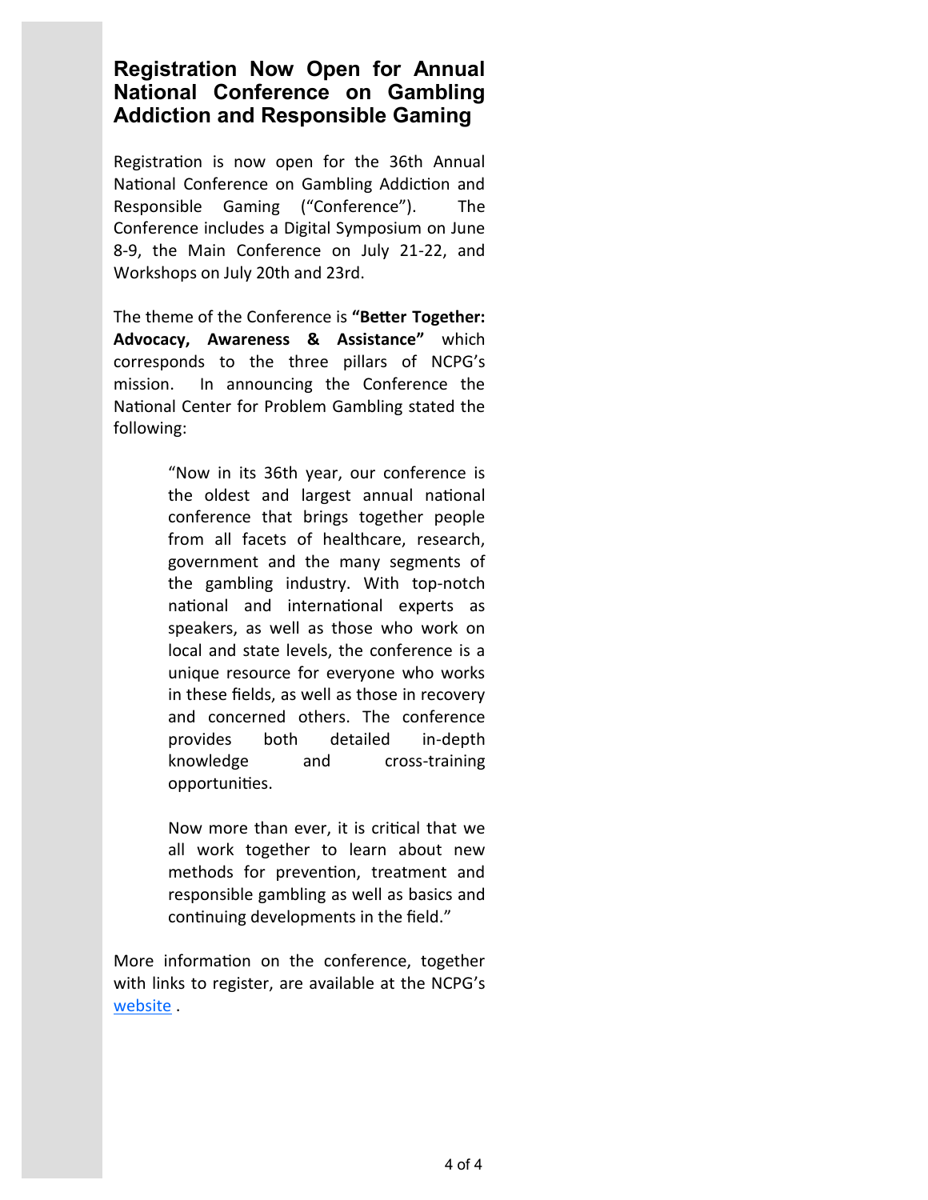## Registration Now Open for Annual National Conference on Gambling Addiction and Responsible Gaming

Registration is now open for the 36th Annual National Conference on Gambling Addiction and Responsible Gaming ("Conference"). The Conference includes a Digital Symposium on June 8-9, the Main Conference on July 21-22, and Workshops on July 20th and 23rd.

The theme of the Conference is **"Better Together: Advocacy, Awareness & Assistance"** which corresponds to the three pillars of NCPG's mission. In announcing the Conference the National Center for Problem Gambling stated the following:

> "Now in its 36th year, our conference is the oldest and largest annual national conference that brings together people from all facets of healthcare, research, government and the many segments of the gambling industry. With top-notch national and international experts as speakers, as well as those who work on local and state levels, the conference is a unique resource for everyone who works in these fields, as well as those in recovery and concerned others. The conference provides both detailed in-depth knowledge and cross-training opportunities.
>
> Now more than ever, it is critical that we all work together to learn about new methods for prevention, treatment and responsible gambling as well as basics and continuing developments in the field."

More information on the conference, together with links to register, are available at the NCPG's website .